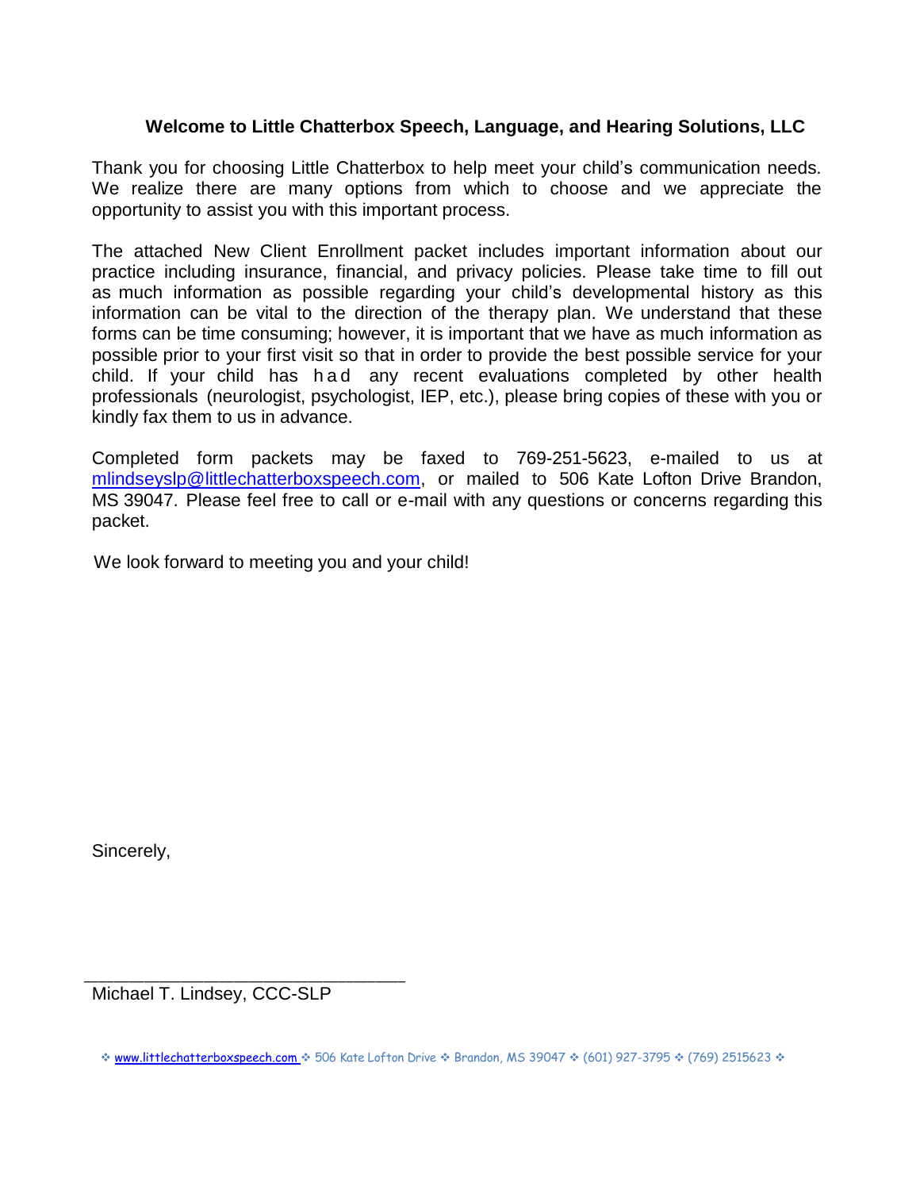**Welcome to Little Chatterbox Speech, Language, and Hearing Solutions, LLC**

Thank you for choosing Little Chatterbox to help meet your child's communication needs. We realize there are many options from which to choose and we appreciate the opportunity to assist you with this important process.

The attached New Client Enrollment packet includes important information about our practice including insurance, financial, and privacy policies. Please take time to fill out as much information as possible regarding your child's developmental history as this information can be vital to the direction of the therapy plan. We understand that these forms can be time consuming; however, it is important that we have as much information as possible prior to your first visit so that in order to provide the best possible service for your child. If your child has had any recent evaluations completed by other health professionals (neurologist, psychologist, IEP, etc.), please bring copies of these with you or kindly fax them to us in advance.

Completed form packets may be faxed to 769-251-5623, e-mailed to us at mlindseyslp@littlechatterboxspeech.com, or mailed to 506 Kate Lofton Drive Brandon, MS 39047. Please feel free to call or e-mail with any questions or concerns regarding this packet.

We look forward to meeting you and your child!

Sincerely,

\_\_\_\_\_\_\_\_\_\_\_\_\_\_\_\_\_\_\_\_\_\_\_\_\_\_\_\_\_\_\_\_

Michael T. Lindsey, CCC-SLP

❖ www.littlechatterboxspeech.com ❖ 506 Kate Lofton Drive ❖ Brandon, MS 39047 ❖ (601) 927-3795 ❖ (769) 2515623 ❖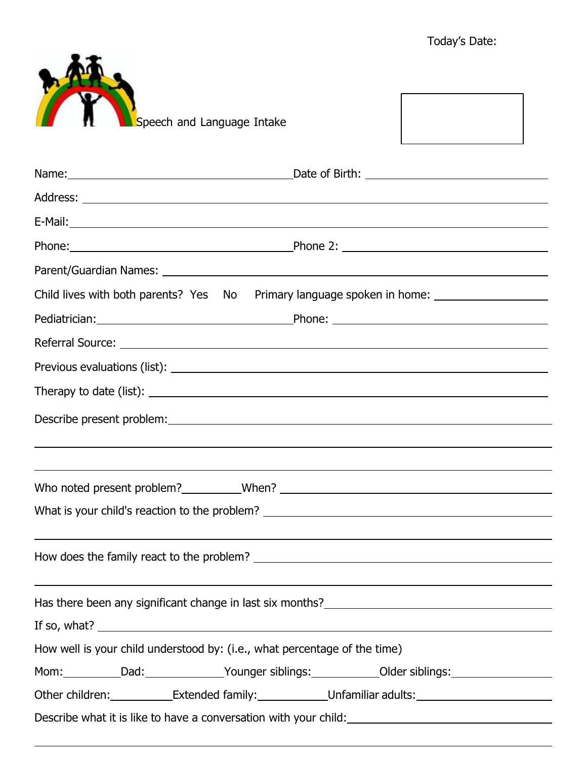Today's Date:

Speech and Language Intake

Name: ______________________ Date of Birth: ______________________

Address: ______________________

E-Mail: ______________________

Phone: ______________________ Phone 2: ______________________

Parent/Guardian Names: ______________________

Child lives with both parents? Yes No Primary language spoken in home: ______________________

Pediatrician: ______________________ Phone: ______________________

Referral Source: ______________________

Previous evaluations (list): ______________________

Therapy to date (list): ______________________

Describe present problem: ______________________

______________________

______________________

Who noted present problem? __________ When? ______________________

What is your child's reaction to the problem? ______________________

______________________

How does the family react to the problem? ______________________

______________________

Has there been any significant change in last six months? ______________________

If so, what? ______________________

How well is your child understood by: (i.e., what percentage of the time)

Mom: __________ Dad: __________ Younger siblings: __________ Older siblings: __________

Other children: __________ Extended family: __________ Unfamiliar adults: __________

Describe what it is like to have a conversation with your child: ______________________

______________________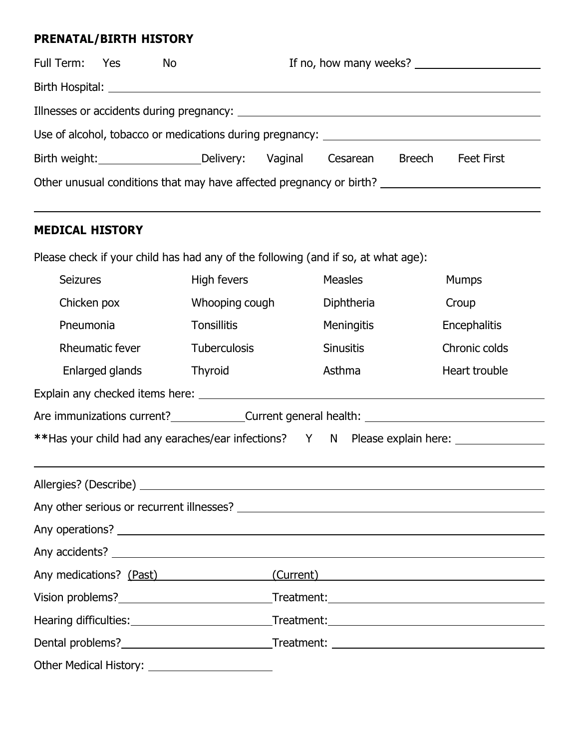## PRENATAL/BIRTH HISTORY

Full Term: Yes No If no, how many weeks? ____________________

Birth Hospital: ____________________

Illnesses or accidents during pregnancy: ____________________

Use of alcohol, tobacco or medications during pregnancy: ____________________

Birth weight: ________________ Delivery: Vaginal Cesarean Breech Feet First

Other unusual conditions that may have affected pregnancy or birth? ____________________

____________________

## MEDICAL HISTORY

Please check if your child has had any of the following (and if so, at what age):

| | | | |
|---|---|---|---|
| Seizures | High fevers | Measles | Mumps |
| Chicken pox | Whooping cough | Diphtheria | Croup |
| Pneumonia | Tonsillitis | Meningitis | Encephalitis |
| Rheumatic fever | Tuberculosis | Sinusitis | Chronic colds |
| Enlarged glands | Thyroid | Asthma | Heart trouble |

Explain any checked items here: ____________________

Are immunizations current? ____________ Current general health: ____________________

**Has your child had any earaches/ear infections? Y N Please explain here: ____________

____________________

Allergies? (Describe) ____________________

Any other serious or recurrent illnesses? ____________________

Any operations? ____________________

Any accidents? ____________________

Any medications? (Past) ____________________ (Current) ____________________

Vision problems? ____________________ Treatment: ____________________

Hearing difficulties: ____________________ Treatment: ____________________

Dental problems? ____________________ Treatment: ____________________

Other Medical History: ____________________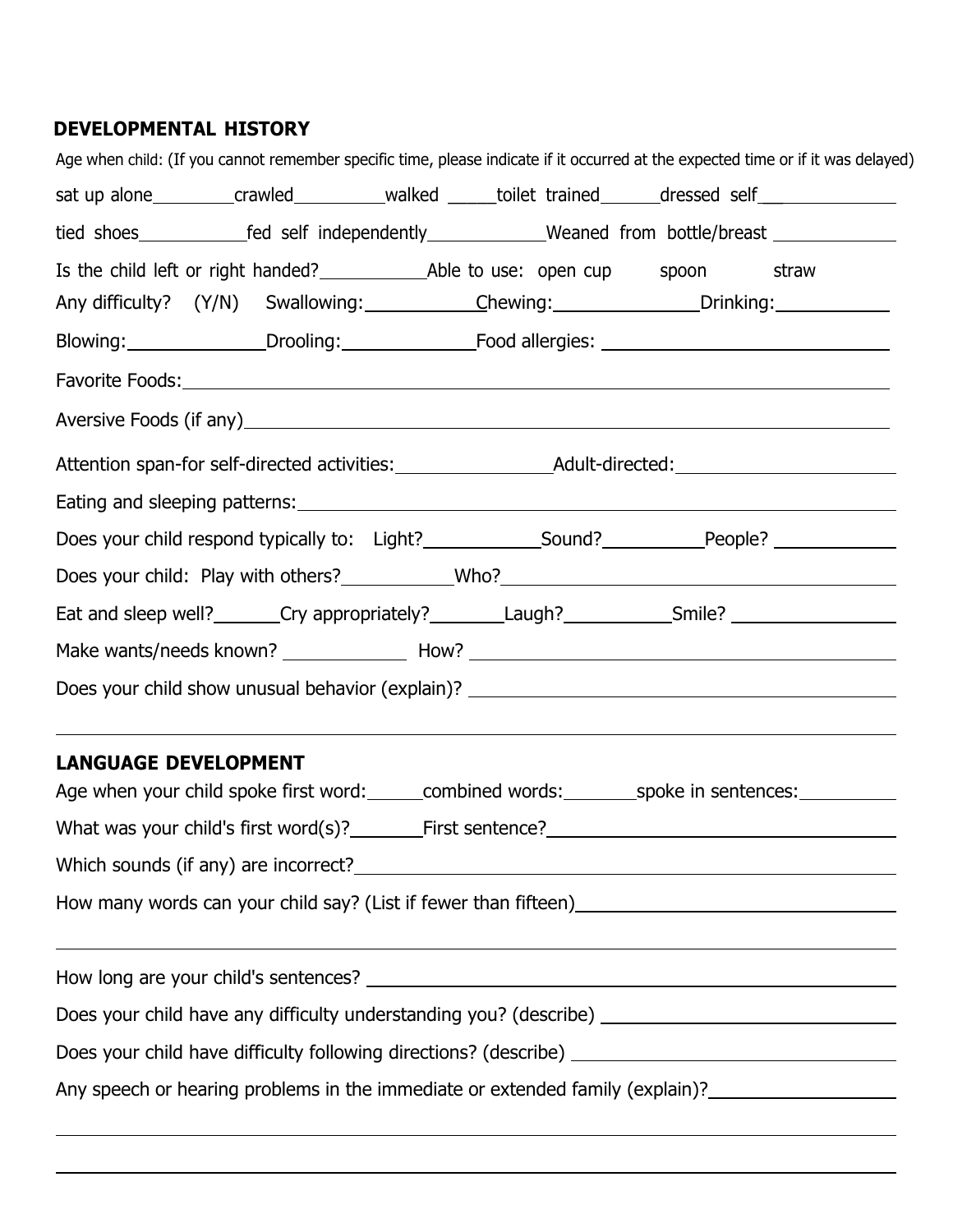## DEVELOPMENTAL HISTORY

Age when child: (If you cannot remember specific time, please indicate if it occurred at the expected time or if it was delayed)

sat up alone__________crawled__________walked _____toilet trained______dressed self______________

tied shoes___________fed self independently____________Weaned from bottle/breast _____________

Is the child left or right handed?___________Able to use: open cup spoon straw

Any difficulty? (Y/N) Swallowing:___________Chewing:______________Drinking:___________

Blowing:______________Drooling:_____________Food allergies: ____________________________

Favorite Foods:_______________________________________________________________

Aversive Foods (if any)__________________________________________________________

Attention span-for self-directed activities:________________Adult-directed:_____________________

Eating and sleeping patterns:_______________________________________________________

Does your child respond typically to: Light?___________Sound?__________People? ____________

Does your child: Play with others?___________Who?___________________________________

Eat and sleep well?_______Cry appropriately?_______Laugh?__________Smile? ________________

Make wants/needs known? ____________ How? ________________________________________

Does your child show unusual behavior (explain)? ______________________________________

_______________________________________________________________________________

## LANGUAGE DEVELOPMENT

Age when your child spoke first word:______combined words:_______spoke in sentences:__________

What was your child's first word(s)?_______First sentence?__________________________________

Which sounds (if any) are incorrect?_________________________________________________

How many words can your child say? (List if fewer than fifteen)______________________________

_______________________________________________________________________________

How long are your child's sentences? ________________________________________________

Does your child have any difficulty understanding you? (describe) ____________________________

Does your child have difficulty following directions? (describe) _______________________________

Any speech or hearing problems in the immediate or extended family (explain)?___________________

_______________________________________________________________________________

_______________________________________________________________________________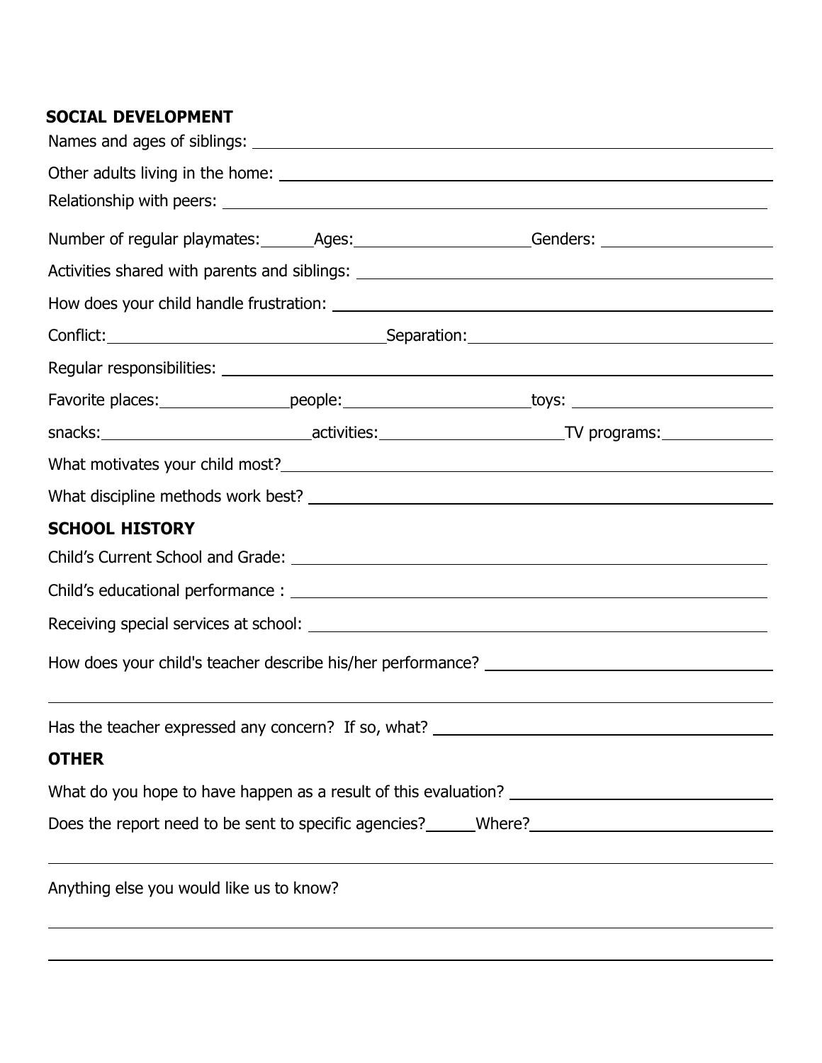## SOCIAL DEVELOPMENT

Names and ages of siblings: ______________________________________________

Other adults living in the home: ______________________________________________

Relationship with peers: ______________________________________________

Number of regular playmates: ______ Ages: ____________________ Genders: ____________________

Activities shared with parents and siblings: ______________________________________________

How does your child handle frustration: ______________________________________________

Conflict: ______________________________ Separation: ______________________________

Regular responsibilities: ______________________________________________

Favorite places: ______________ people: ____________________ toys: ____________________

snacks: ______________________ activities: ____________________ TV programs: ____________

What motivates your child most? ______________________________________________

What discipline methods work best? ______________________________________________

## SCHOOL HISTORY

Child's Current School and Grade: ______________________________________________

Child's educational performance : ______________________________________________

Receiving special services at school: ______________________________________________

How does your child's teacher describe his/her performance? ______________________________

______________________________________________________________________________

Has the teacher expressed any concern? If so, what? ______________________________

## OTHER

What do you hope to have happen as a result of this evaluation? ______________________________

Does the report need to be sent to specific agencies? ______ Where? ______________________________

______________________________________________________________________________

Anything else you would like us to know?

______________________________________________________________________________

______________________________________________________________________________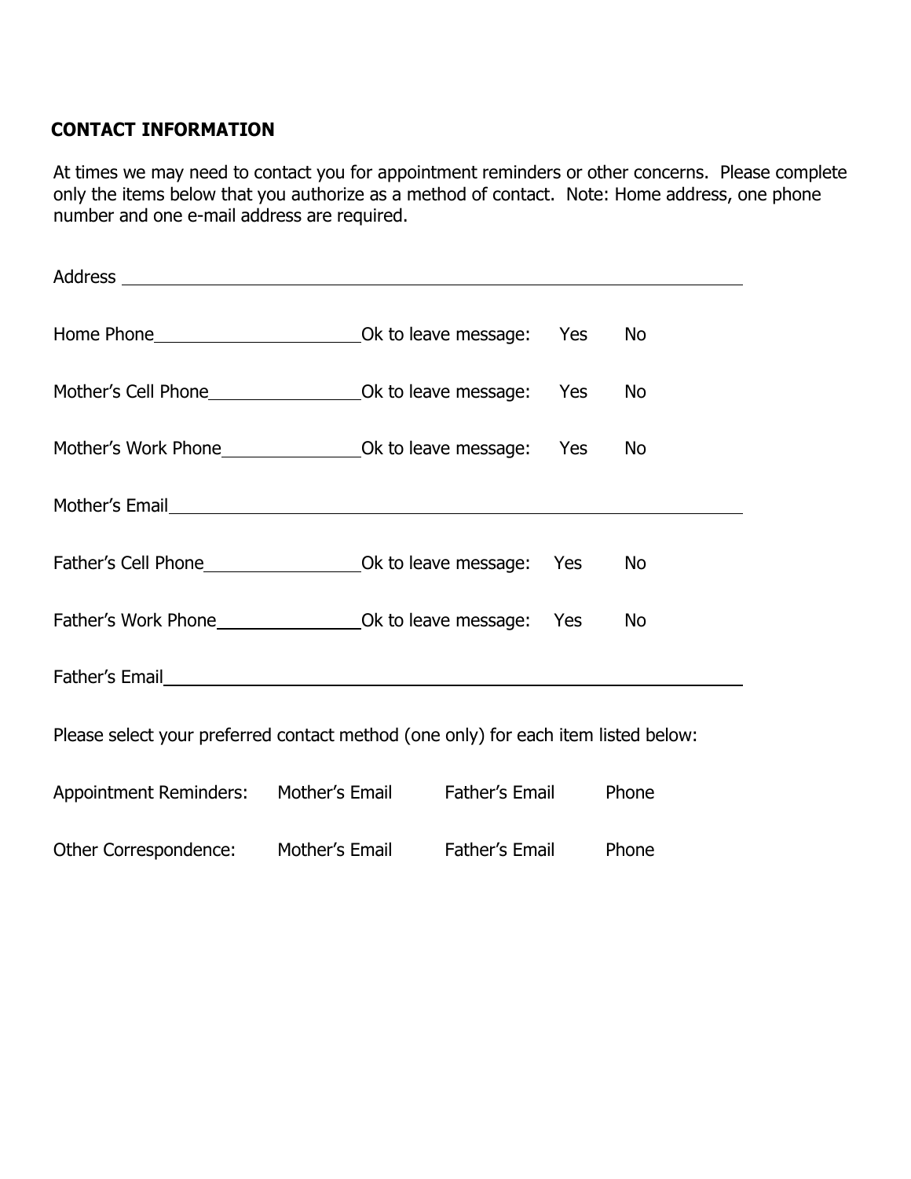## CONTACT INFORMATION

At times we may need to contact you for appointment reminders or other concerns. Please complete only the items below that you authorize as a method of contact. Note: Home address, one phone number and one e-mail address are required.

Address ______________________________________________________________

Home Phone______________________Ok to leave message: Yes No

Mother's Cell Phone________________Ok to leave message: Yes No

Mother's Work Phone_______________Ok to leave message: Yes No

Mother's Email_________________________________________________________

Father's Cell Phone_________________Ok to leave message: Yes No

Father's Work Phone_______________Ok to leave message: Yes No

Father's Email__________________________________________________________

Please select your preferred contact method (one only) for each item listed below:

Appointment Reminders: Mother's Email Father's Email Phone

Other Correspondence: Mother's Email Father's Email Phone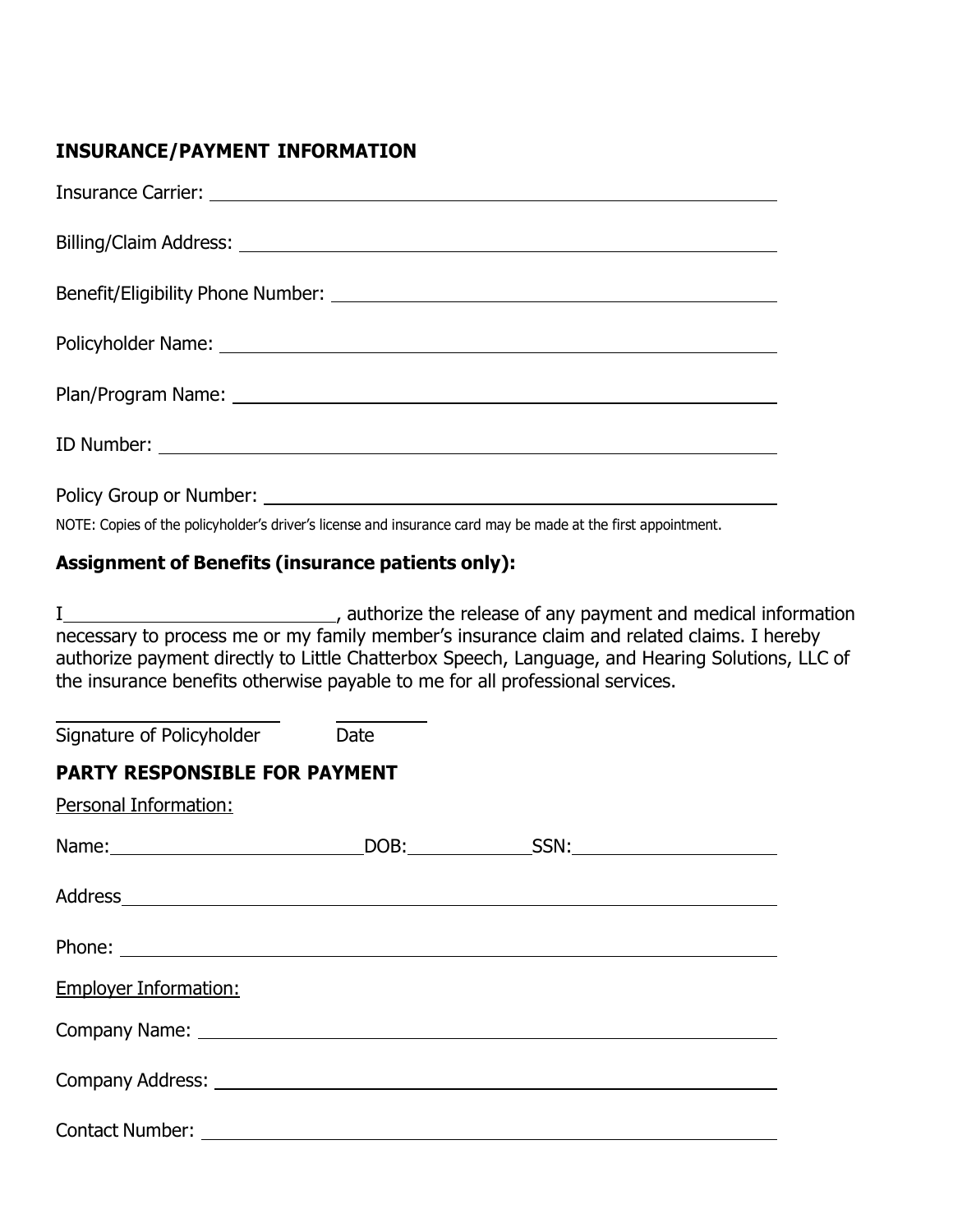## INSURANCE/PAYMENT INFORMATION

Insurance Carrier: ____________________________________________

Billing/Claim Address: ____________________________________________

Benefit/Eligibility Phone Number: ____________________________________________

Policyholder Name: ____________________________________________

Plan/Program Name: ____________________________________________

ID Number: ____________________________________________

Policy Group or Number: ____________________________________________

NOTE: Copies of the policyholder's driver's license and insurance card may be made at the first appointment.

### Assignment of Benefits (insurance patients only):

I______________________________, authorize the release of any payment and medical information necessary to process me or my family member's insurance claim and related claims. I hereby authorize payment directly to Little Chatterbox Speech, Language, and Hearing Solutions, LLC of the insurance benefits otherwise payable to me for all professional services.

________________________ __________

Signature of Policyholder Date

## PARTY RESPONSIBLE FOR PAYMENT

Personal Information:

Name:__________________________ DOB:____________ SSN:____________________

Address____________________________________________

Phone: ____________________________________________

Employer Information:

Company Name: ____________________________________________

Company Address: ____________________________________________

Contact Number: ____________________________________________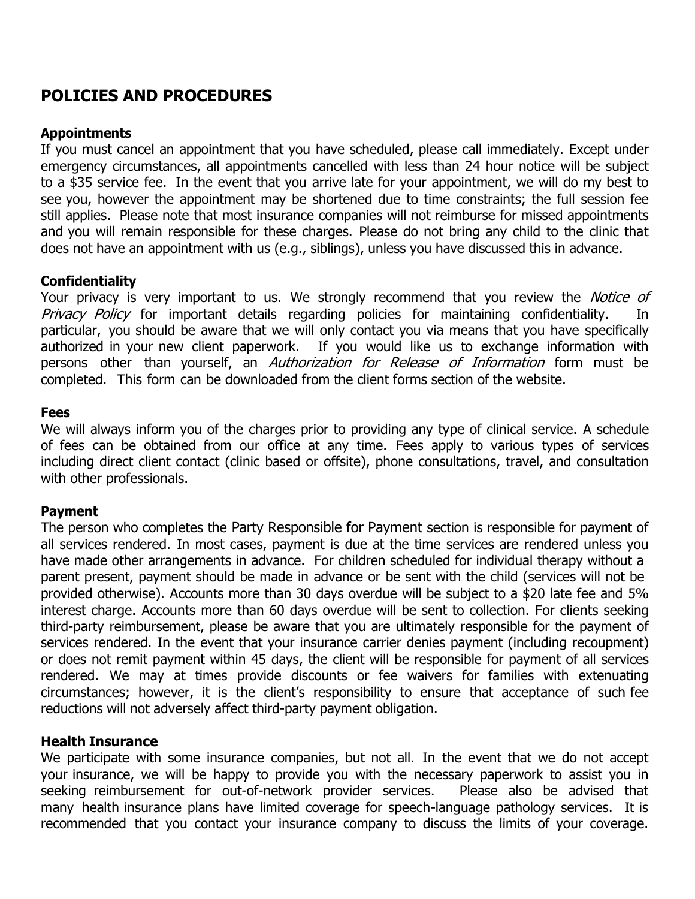## POLICIES AND PROCEDURES

**Appointments**
If you must cancel an appointment that you have scheduled, please call immediately. Except under emergency circumstances, all appointments cancelled with less than 24 hour notice will be subject to a $35 service fee. In the event that you arrive late for your appointment, we will do my best to see you, however the appointment may be shortened due to time constraints; the full session fee still applies. Please note that most insurance companies will not reimburse for missed appointments and you will remain responsible for these charges. Please do not bring any child to the clinic that does not have an appointment with us (e.g., siblings), unless you have discussed this in advance.

**Confidentiality**
Your privacy is very important to us. We strongly recommend that you review the *Notice of Privacy Policy* for important details regarding policies for maintaining confidentiality. In particular, you should be aware that we will only contact you via means that you have specifically authorized in your new client paperwork. If you would like us to exchange information with persons other than yourself, an *Authorization for Release of Information* form must be completed. This form can be downloaded from the client forms section of the website.

**Fees**
We will always inform you of the charges prior to providing any type of clinical service. A schedule of fees can be obtained from our office at any time. Fees apply to various types of services including direct client contact (clinic based or offsite), phone consultations, travel, and consultation with other professionals.

**Payment**
The person who completes the Party Responsible for Payment section is responsible for payment of all services rendered. In most cases, payment is due at the time services are rendered unless you have made other arrangements in advance. For children scheduled for individual therapy without a parent present, payment should be made in advance or be sent with the child (services will not be provided otherwise). Accounts more than 30 days overdue will be subject to a $20 late fee and 5% interest charge. Accounts more than 60 days overdue will be sent to collection. For clients seeking third-party reimbursement, please be aware that you are ultimately responsible for the payment of services rendered. In the event that your insurance carrier denies payment (including recoupment) or does not remit payment within 45 days, the client will be responsible for payment of all services rendered. We may at times provide discounts or fee waivers for families with extenuating circumstances; however, it is the client's responsibility to ensure that acceptance of such fee reductions will not adversely affect third-party payment obligation.

**Health Insurance**
We participate with some insurance companies, but not all. In the event that we do not accept your insurance, we will be happy to provide you with the necessary paperwork to assist you in seeking reimbursement for out-of-network provider services. Please also be advised that many health insurance plans have limited coverage for speech-language pathology services. It is recommended that you contact your insurance company to discuss the limits of your coverage.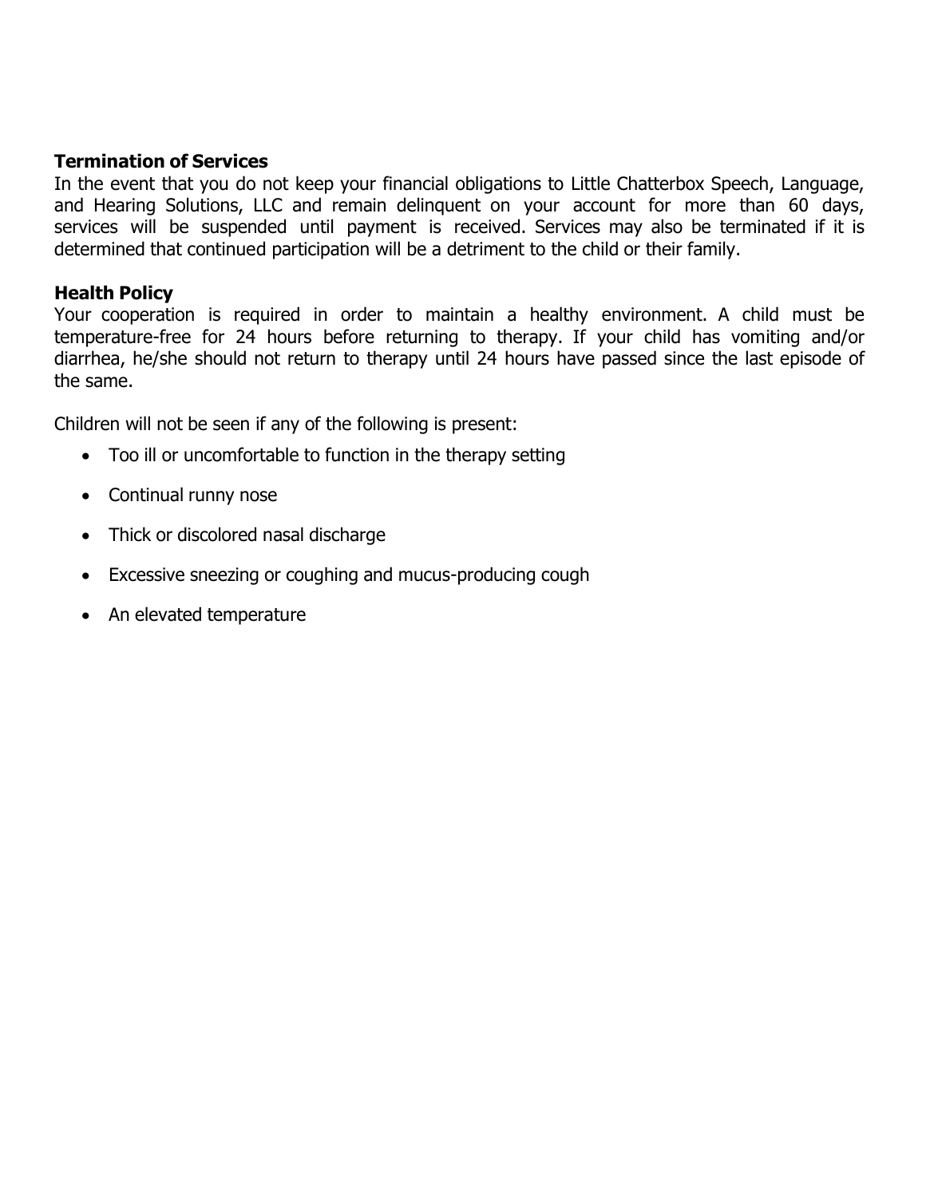**Termination of Services**

In the event that you do not keep your financial obligations to Little Chatterbox Speech, Language, and Hearing Solutions, LLC and remain delinquent on your account for more than 60 days, services will be suspended until payment is received. Services may also be terminated if it is determined that continued participation will be a detriment to the child or their family.

**Health Policy**

Your cooperation is required in order to maintain a healthy environment. A child must be temperature-free for 24 hours before returning to therapy. If your child has vomiting and/or diarrhea, he/she should not return to therapy until 24 hours have passed since the last episode of the same.

Children will not be seen if any of the following is present:

- Too ill or uncomfortable to function in the therapy setting
- Continual runny nose
- Thick or discolored nasal discharge
- Excessive sneezing or coughing and mucus-producing cough
- An elevated temperature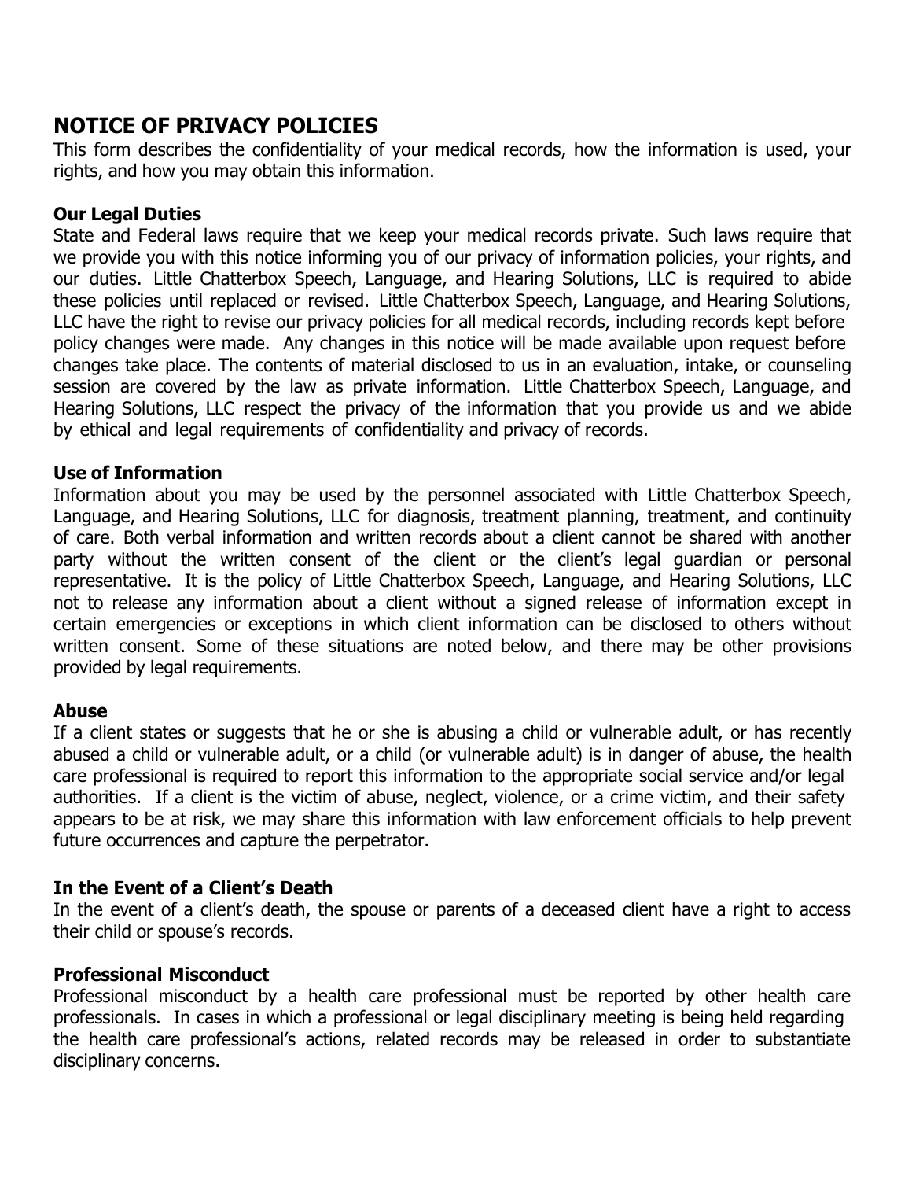## NOTICE OF PRIVACY POLICIES

This form describes the confidentiality of your medical records, how the information is used, your rights, and how you may obtain this information.

### Our Legal Duties

State and Federal laws require that we keep your medical records private. Such laws require that we provide you with this notice informing you of our privacy of information policies, your rights, and our duties. Little Chatterbox Speech, Language, and Hearing Solutions, LLC is required to abide these policies until replaced or revised. Little Chatterbox Speech, Language, and Hearing Solutions, LLC have the right to revise our privacy policies for all medical records, including records kept before policy changes were made. Any changes in this notice will be made available upon request before changes take place. The contents of material disclosed to us in an evaluation, intake, or counseling session are covered by the law as private information. Little Chatterbox Speech, Language, and Hearing Solutions, LLC respect the privacy of the information that you provide us and we abide by ethical and legal requirements of confidentiality and privacy of records.

### Use of Information

Information about you may be used by the personnel associated with Little Chatterbox Speech, Language, and Hearing Solutions, LLC for diagnosis, treatment planning, treatment, and continuity of care. Both verbal information and written records about a client cannot be shared with another party without the written consent of the client or the client's legal guardian or personal representative. It is the policy of Little Chatterbox Speech, Language, and Hearing Solutions, LLC not to release any information about a client without a signed release of information except in certain emergencies or exceptions in which client information can be disclosed to others without written consent. Some of these situations are noted below, and there may be other provisions provided by legal requirements.

### Abuse

If a client states or suggests that he or she is abusing a child or vulnerable adult, or has recently abused a child or vulnerable adult, or a child (or vulnerable adult) is in danger of abuse, the health care professional is required to report this information to the appropriate social service and/or legal authorities. If a client is the victim of abuse, neglect, violence, or a crime victim, and their safety appears to be at risk, we may share this information with law enforcement officials to help prevent future occurrences and capture the perpetrator.

### In the Event of a Client's Death

In the event of a client's death, the spouse or parents of a deceased client have a right to access their child or spouse's records.

### Professional Misconduct

Professional misconduct by a health care professional must be reported by other health care professionals. In cases in which a professional or legal disciplinary meeting is being held regarding the health care professional's actions, related records may be released in order to substantiate disciplinary concerns.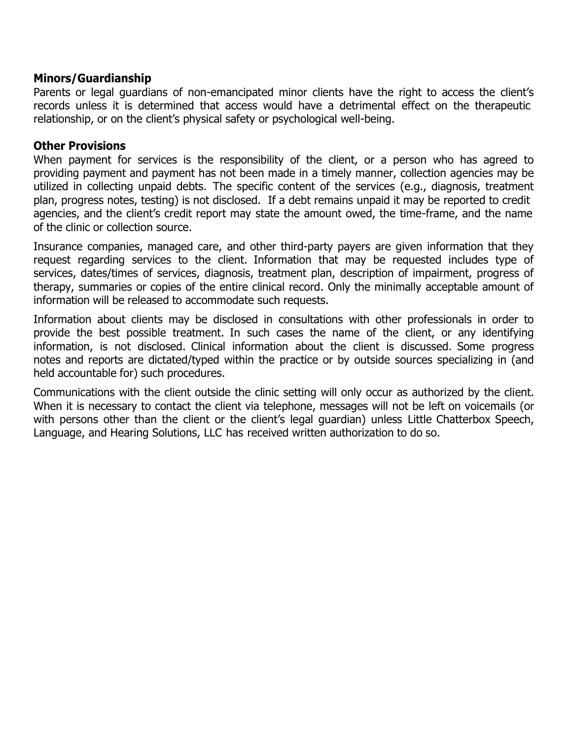**Minors/Guardianship**

Parents or legal guardians of non-emancipated minor clients have the right to access the client's records unless it is determined that access would have a detrimental effect on the therapeutic relationship, or on the client's physical safety or psychological well-being.

**Other Provisions**

When payment for services is the responsibility of the client, or a person who has agreed to providing payment and payment has not been made in a timely manner, collection agencies may be utilized in collecting unpaid debts. The specific content of the services (e.g., diagnosis, treatment plan, progress notes, testing) is not disclosed. If a debt remains unpaid it may be reported to credit agencies, and the client's credit report may state the amount owed, the time-frame, and the name of the clinic or collection source.

Insurance companies, managed care, and other third-party payers are given information that they request regarding services to the client. Information that may be requested includes type of services, dates/times of services, diagnosis, treatment plan, description of impairment, progress of therapy, summaries or copies of the entire clinical record. Only the minimally acceptable amount of information will be released to accommodate such requests.

Information about clients may be disclosed in consultations with other professionals in order to provide the best possible treatment. In such cases the name of the client, or any identifying information, is not disclosed. Clinical information about the client is discussed. Some progress notes and reports are dictated/typed within the practice or by outside sources specializing in (and held accountable for) such procedures.

Communications with the client outside the clinic setting will only occur as authorized by the client. When it is necessary to contact the client via telephone, messages will not be left on voicemails (or with persons other than the client or the client's legal guardian) unless Little Chatterbox Speech, Language, and Hearing Solutions, LLC has received written authorization to do so.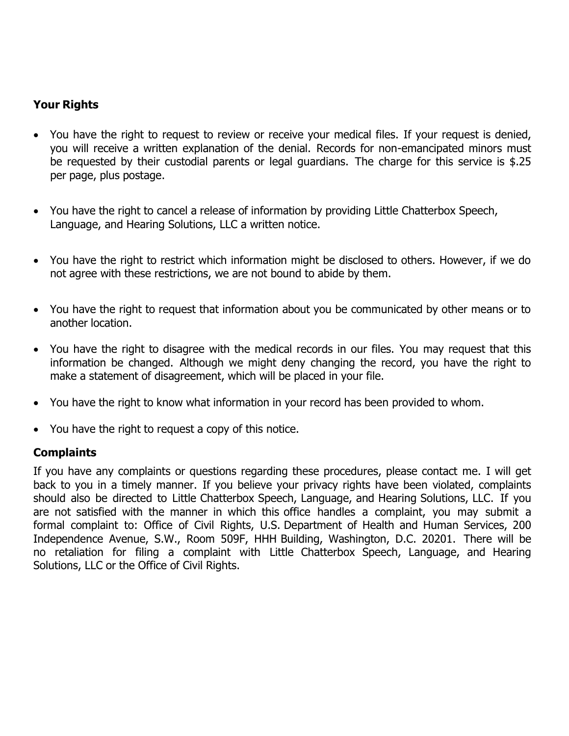## Your Rights

- You have the right to request to review or receive your medical files. If your request is denied, you will receive a written explanation of the denial. Records for non-emancipated minors must be requested by their custodial parents or legal guardians. The charge for this service is $.25 per page, plus postage.
- You have the right to cancel a release of information by providing Little Chatterbox Speech, Language, and Hearing Solutions, LLC a written notice.
- You have the right to restrict which information might be disclosed to others. However, if we do not agree with these restrictions, we are not bound to abide by them.
- You have the right to request that information about you be communicated by other means or to another location.
- You have the right to disagree with the medical records in our files. You may request that this information be changed. Although we might deny changing the record, you have the right to make a statement of disagreement, which will be placed in your file.
- You have the right to know what information in your record has been provided to whom.
- You have the right to request a copy of this notice.

## Complaints

If you have any complaints or questions regarding these procedures, please contact me. I will get back to you in a timely manner. If you believe your privacy rights have been violated, complaints should also be directed to Little Chatterbox Speech, Language, and Hearing Solutions, LLC. If you are not satisfied with the manner in which this office handles a complaint, you may submit a formal complaint to: Office of Civil Rights, U.S. Department of Health and Human Services, 200 Independence Avenue, S.W., Room 509F, HHH Building, Washington, D.C. 20201. There will be no retaliation for filing a complaint with Little Chatterbox Speech, Language, and Hearing Solutions, LLC or the Office of Civil Rights.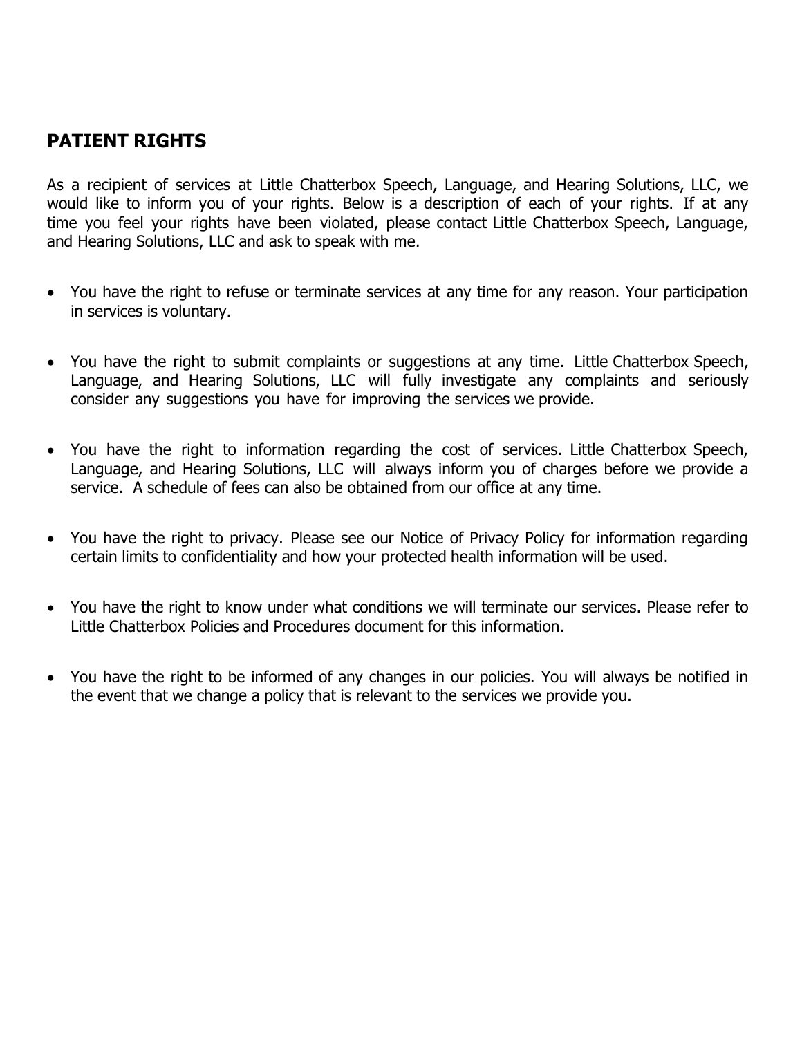## PATIENT RIGHTS

As a recipient of services at Little Chatterbox Speech, Language, and Hearing Solutions, LLC, we would like to inform you of your rights. Below is a description of each of your rights. If at any time you feel your rights have been violated, please contact Little Chatterbox Speech, Language, and Hearing Solutions, LLC and ask to speak with me.

- You have the right to refuse or terminate services at any time for any reason. Your participation in services is voluntary.
- You have the right to submit complaints or suggestions at any time. Little Chatterbox Speech, Language, and Hearing Solutions, LLC will fully investigate any complaints and seriously consider any suggestions you have for improving the services we provide.
- You have the right to information regarding the cost of services. Little Chatterbox Speech, Language, and Hearing Solutions, LLC will always inform you of charges before we provide a service. A schedule of fees can also be obtained from our office at any time.
- You have the right to privacy. Please see our Notice of Privacy Policy for information regarding certain limits to confidentiality and how your protected health information will be used.
- You have the right to know under what conditions we will terminate our services. Please refer to Little Chatterbox Policies and Procedures document for this information.
- You have the right to be informed of any changes in our policies. You will always be notified in the event that we change a policy that is relevant to the services we provide you.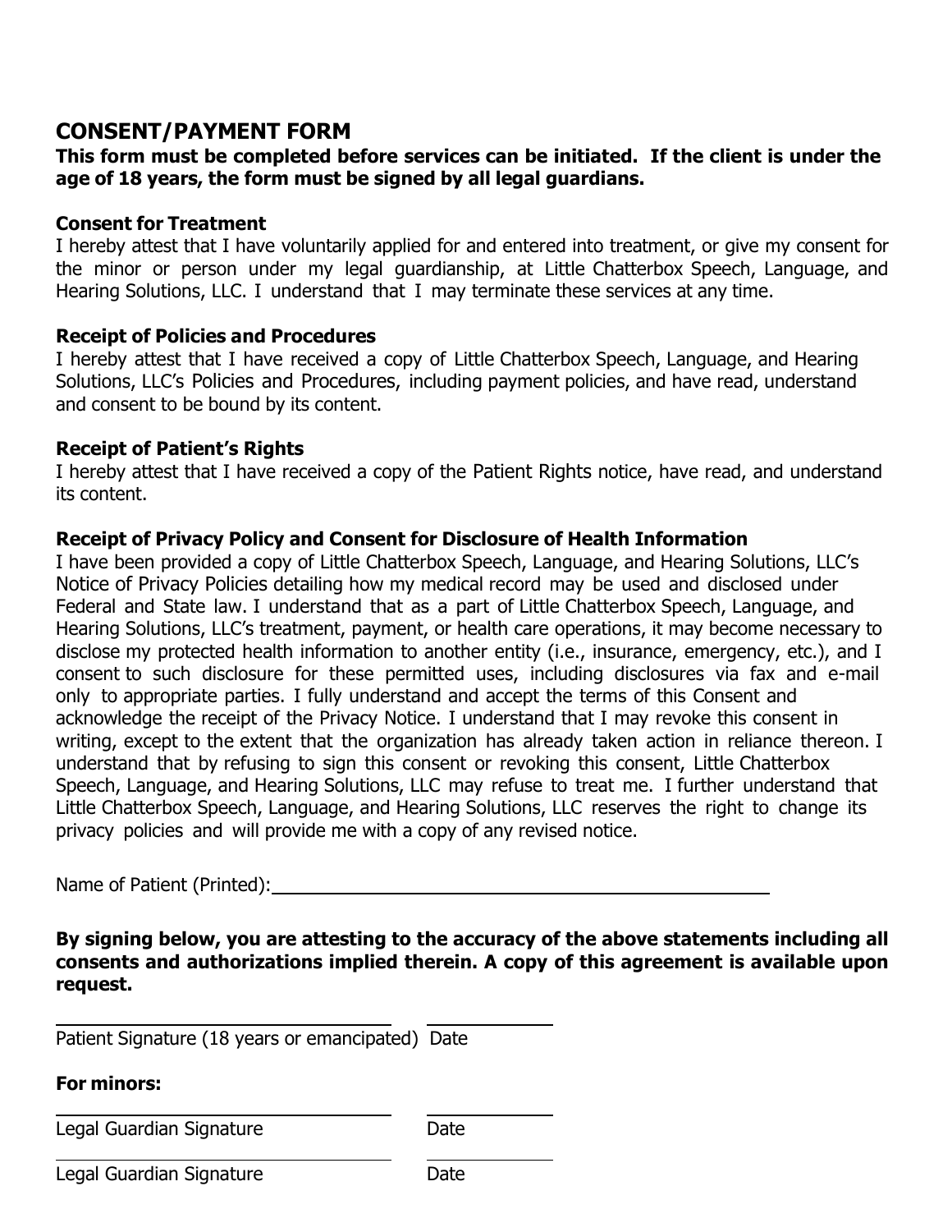## CONSENT/PAYMENT FORM

**This form must be completed before services can be initiated. If the client is under the age of 18 years, the form must be signed by all legal guardians.**

**Consent for Treatment**

I hereby attest that I have voluntarily applied for and entered into treatment, or give my consent for the minor or person under my legal guardianship, at Little Chatterbox Speech, Language, and Hearing Solutions, LLC. I understand that I may terminate these services at any time.

**Receipt of Policies and Procedures**

I hereby attest that I have received a copy of Little Chatterbox Speech, Language, and Hearing Solutions, LLC's Policies and Procedures, including payment policies, and have read, understand and consent to be bound by its content.

**Receipt of Patient's Rights**

I hereby attest that I have received a copy of the Patient Rights notice, have read, and understand its content.

**Receipt of Privacy Policy and Consent for Disclosure of Health Information**

I have been provided a copy of Little Chatterbox Speech, Language, and Hearing Solutions, LLC's Notice of Privacy Policies detailing how my medical record may be used and disclosed under Federal and State law. I understand that as a part of Little Chatterbox Speech, Language, and Hearing Solutions, LLC's treatment, payment, or health care operations, it may become necessary to disclose my protected health information to another entity (i.e., insurance, emergency, etc.), and I consent to such disclosure for these permitted uses, including disclosures via fax and e-mail only to appropriate parties. I fully understand and accept the terms of this Consent and acknowledge the receipt of the Privacy Notice. I understand that I may revoke this consent in writing, except to the extent that the organization has already taken action in reliance thereon. I understand that by refusing to sign this consent or revoking this consent, Little Chatterbox Speech, Language, and Hearing Solutions, LLC may refuse to treat me. I further understand that Little Chatterbox Speech, Language, and Hearing Solutions, LLC reserves the right to change its privacy policies and will provide me with a copy of any revised notice.

Name of Patient (Printed): ________________________________________

**By signing below, you are attesting to the accuracy of the above statements including all consents and authorizations implied therein. A copy of this agreement is available upon request.**

______________________________ __________

Patient Signature (18 years or emancipated) Date

**For minors:**

______________________________ __________

Legal Guardian Signature Date

______________________________ __________

Legal Guardian Signature Date